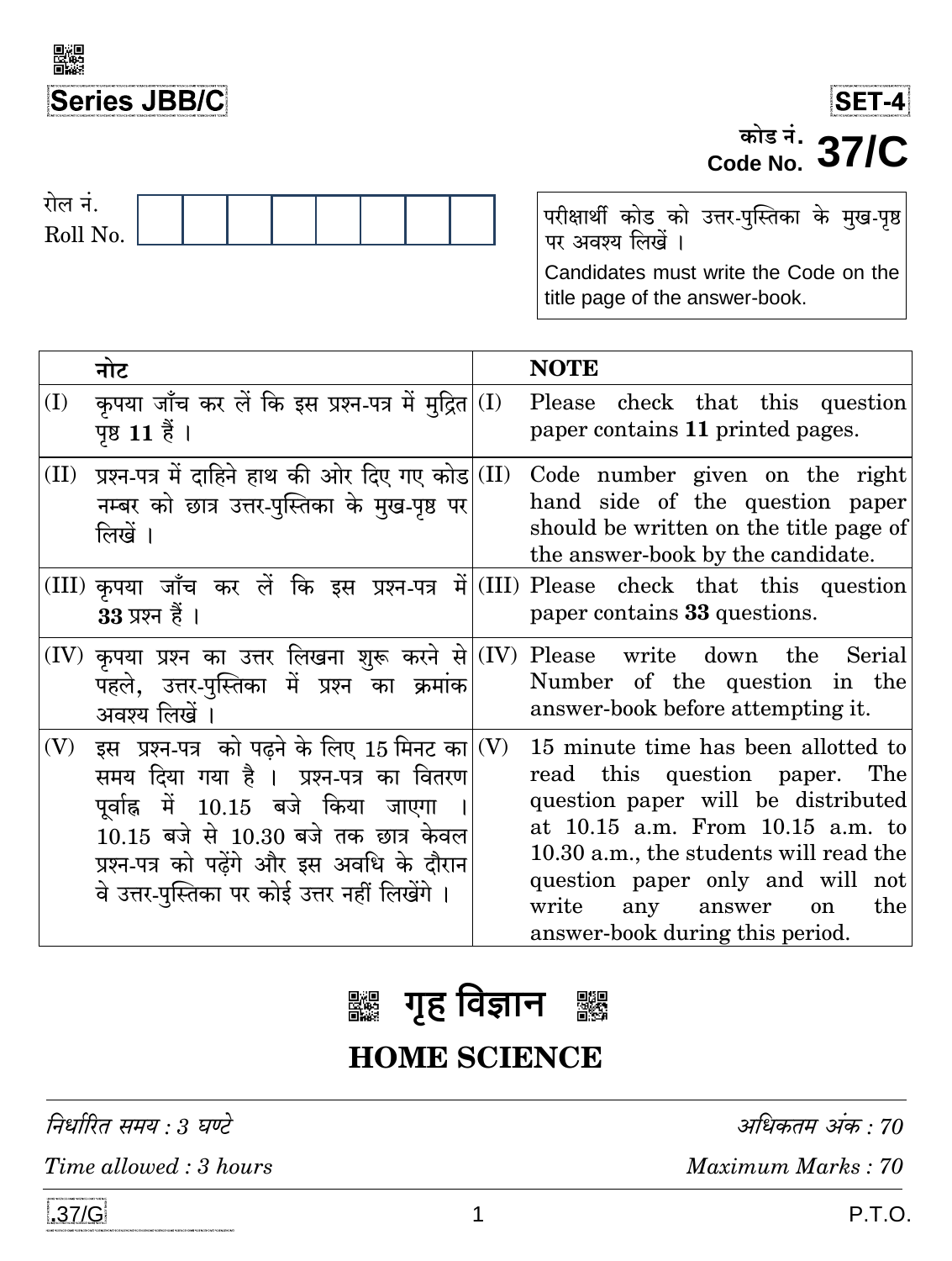**Series JBB/C**

**SET-4**

कोड नं.
Code No. **37/C**

रोल नं.
Roll No.

परीक्षार्थी कोड को उत्तर-पुस्तिका के मुख-पृष्ठ पर अवश्य लिखें ।

Candidates must write the Code on the title page of the answer-book.

| | नोट | | NOTE |
|---|---|---|---|
| (I) | कृपया जाँच कर लें कि इस प्रश्न-पत्र में मुद्रित पृष्ठ **11** हैं । | (I) | Please check that this question paper contains **11** printed pages. |
| (II) | प्रश्न-पत्र में दाहिने हाथ की ओर दिए गए कोड नम्बर को छात्र उत्तर-पुस्तिका के मुख-पृष्ठ पर लिखें । | (II) | Code number given on the right hand side of the question paper should be written on the title page of the answer-book by the candidate. |
| (III) | कृपया जाँच कर लें कि इस प्रश्न-पत्र में **33** प्रश्न हैं । | (III) | Please check that this question paper contains **33** questions. |
| (IV) | कृपया प्रश्न का उत्तर लिखना शुरू करने से पहले, उत्तर-पुस्तिका में प्रश्न का क्रमांक अवश्य लिखें । | (IV) | Please write down the Serial Number of the question in the answer-book before attempting it. |
| (V) | इस प्रश्न-पत्र को पढ़ने के लिए 15 मिनट का समय दिया गया है । प्रश्न-पत्र का वितरण पूर्वाह्न में 10.15 बजे किया जाएगा । 10.15 बजे से 10.30 बजे तक छात्र केवल प्रश्न-पत्र को पढ़ेंगे और इस अवधि के दौरान वे उत्तर-पुस्तिका पर कोई उत्तर नहीं लिखेंगे । | (V) | 15 minute time has been allotted to read this question paper. The question paper will be distributed at 10.15 a.m. From 10.15 a.m. to 10.30 a.m., the students will read the question paper only and will not write any answer on the answer-book during this period. |

# गृह विज्ञान

# HOME SCIENCE

*निर्धारित समय : 3 घण्टे* | *अधिकतम अंक : 70*

*Time allowed : 3 hours* | *Maximum Marks : 70*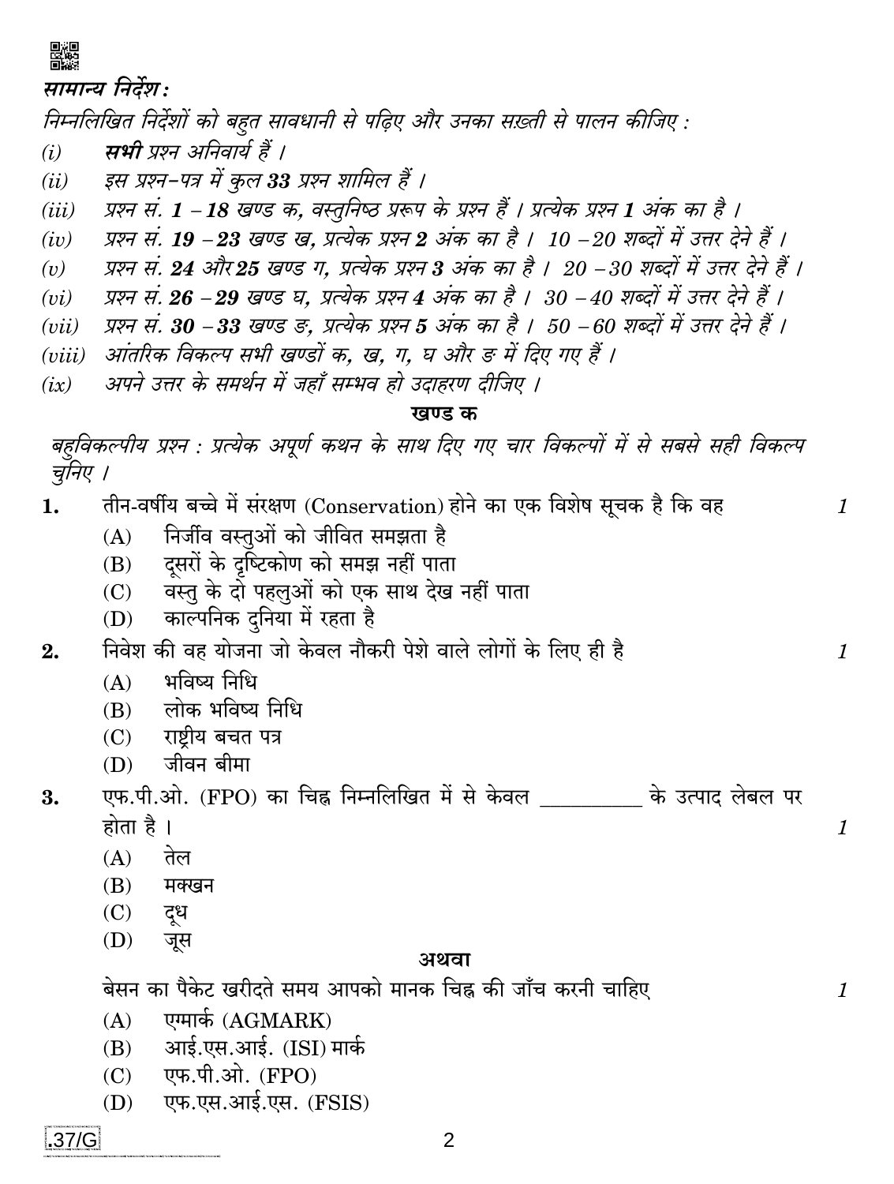*सामान्य निर्देश :*

*निम्नलिखित निर्देशों को बहुत सावधानी से पढ़िए और उनका सख़्ती से पालन कीजिए :*

(i) ***सभी*** *प्रश्न अनिवार्य हैं ।*

(ii) *इस प्रश्न-पत्र में कुल **33** प्रश्न शामिल हैं ।*

(iii) *प्रश्न सं. **1 – 18** खण्ड क, वस्तुनिष्ठ प्ररूप के प्रश्न हैं । प्रत्येक प्रश्न **1** अंक का है ।*

(iv) *प्रश्न सं. **19 – 23** खण्ड ख, प्रत्येक प्रश्न **2** अंक का है । 10 – 20 शब्दों में उत्तर देने हैं ।*

(v) *प्रश्न सं. **24** और **25** खण्ड ग, प्रत्येक प्रश्न **3** अंक का है । 20 – 30 शब्दों में उत्तर देने हैं ।*

(vi) *प्रश्न सं. **26 – 29** खण्ड घ, प्रत्येक प्रश्न **4** अंक का है । 30 – 40 शब्दों में उत्तर देने हैं ।*

(vii) *प्रश्न सं. **30 – 33** खण्ड ङ, प्रत्येक प्रश्न **5** अंक का है । 50 – 60 शब्दों में उत्तर देने हैं ।*

(viii) *आंतरिक विकल्प सभी खण्डों क, ख, ग, घ और ङ में दिए गए हैं ।*

(ix) *अपने उत्तर के समर्थन में जहाँ सम्भव हो उदाहरण दीजिए ।*

## खण्ड क

*बहुविकल्पीय प्रश्न : प्रत्येक अपूर्ण कथन के साथ दिए गए चार विकल्पों में से सबसे सही विकल्प चुनिए ।*

**1.** तीन-वर्षीय बच्चे में संरक्षण (Conservation) होने का एक विशेष सूचक है कि वह *1*

(A) निर्जीव वस्तुओं को जीवित समझता है

(B) दूसरों के दृष्टिकोण को समझ नहीं पाता

(C) वस्तु के दो पहलुओं को एक साथ देख नहीं पाता

(D) काल्पनिक दुनिया में रहता है

**2.** निवेश की वह योजना जो केवल नौकरी पेशे वाले लोगों के लिए ही है *1*

(A) भविष्य निधि

(B) लोक भविष्य निधि

(C) राष्ट्रीय बचत पत्र

(D) जीवन बीमा

**3.** एफ.पी.ओ. (FPO) का चिह्न निम्नलिखित में से केवल __________ के उत्पाद लेबल पर होता है । *1*

(A) तेल

(B) मक्खन

(C) दूध

(D) जूस

**अथवा**

बेसन का पैकेट खरीदते समय आपको मानक चिह्न की जाँच करनी चाहिए *1*

(A) एगमार्क (AGMARK)

(B) आई.एस.आई. (ISI) मार्क

(C) एफ.पी.ओ. (FPO)

(D) एफ.एस.आई.एस. (FSIS)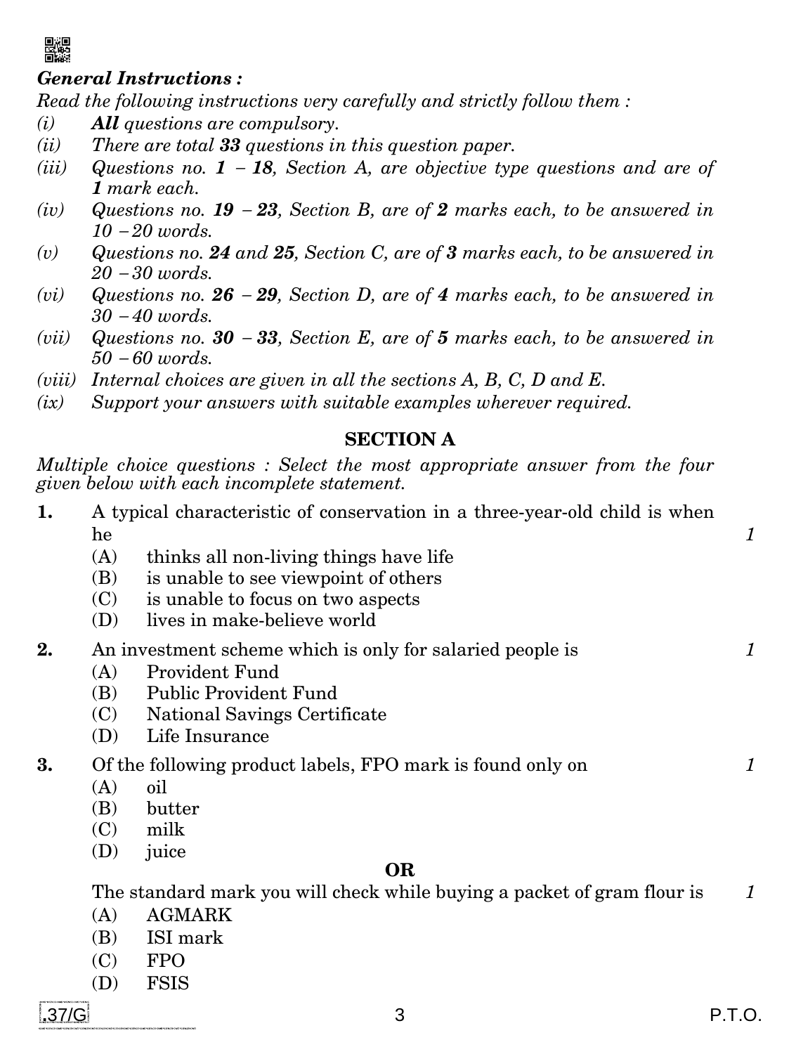***General Instructions :***

*Read the following instructions very carefully and strictly follow them :*

*(i)* ***All*** *questions are compulsory.*

*(ii)* *There are total* ***33*** *questions in this question paper.*

*(iii)* *Questions no.* ***1 – 18****, Section A, are objective type questions and are of* ***1*** *mark each.*

*(iv)* *Questions no.* ***19 – 23****, Section B, are of* ***2*** *marks each, to be answered in 10 – 20 words.*

*(v)* *Questions no.* ***24*** *and* ***25****, Section C, are of* ***3*** *marks each, to be answered in 20 – 30 words.*

*(vi)* *Questions no.* ***26 – 29****, Section D, are of* ***4*** *marks each, to be answered in 30 – 40 words.*

*(vii)* *Questions no.* ***30 – 33****, Section E, are of* ***5*** *marks each, to be answered in 50 – 60 words.*

*(viii)* *Internal choices are given in all the sections A, B, C, D and E.*

*(ix)* *Support your answers with suitable examples wherever required.*

## SECTION A

*Multiple choice questions : Select the most appropriate answer from the four given below with each incomplete statement.*

**1.** A typical characteristic of conservation in a three-year-old child is when he *1*

(A) thinks all non-living things have life

(B) is unable to see viewpoint of others

(C) is unable to focus on two aspects

(D) lives in make-believe world

**2.** An investment scheme which is only for salaried people is *1*

(A) Provident Fund

(B) Public Provident Fund

(C) National Savings Certificate

(D) Life Insurance

**3.** Of the following product labels, FPO mark is found only on *1*

(A) oil

(B) butter

(C) milk

(D) juice

**OR**

The standard mark you will check while buying a packet of gram flour is *1*

(A) AGMARK

(B) ISI mark

(C) FPO

(D) FSIS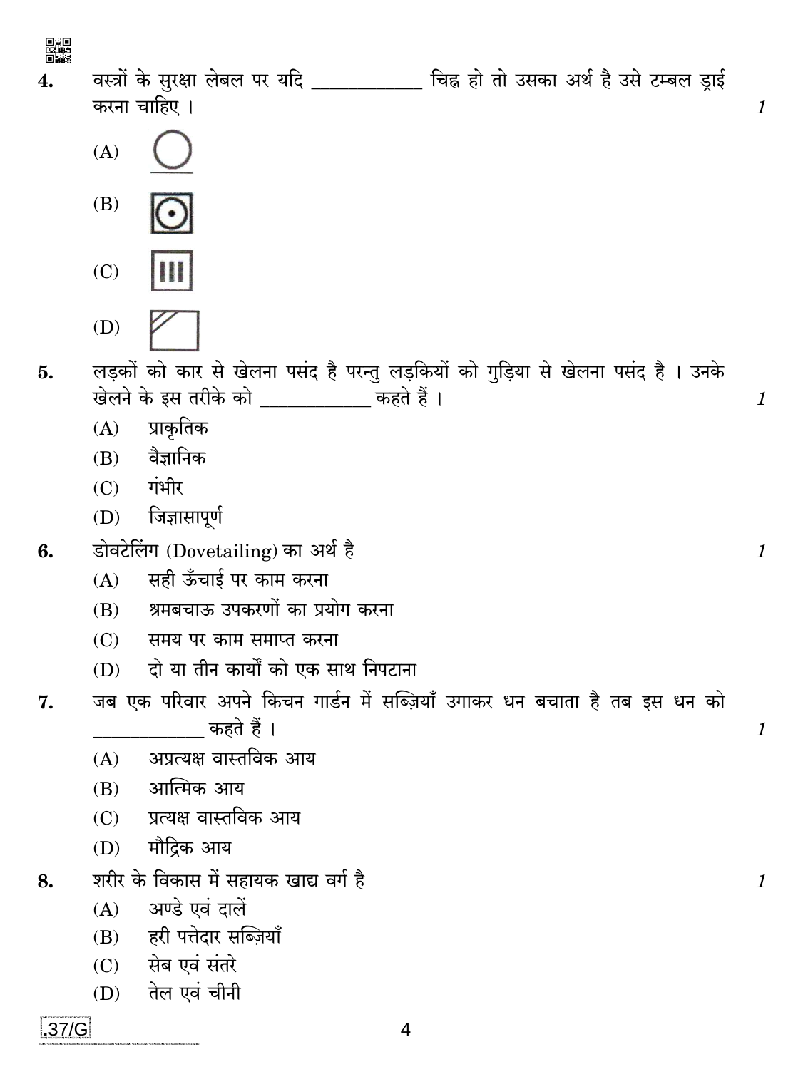**4.** वस्त्रों के सुरक्षा लेबल पर यदि \_\_\_\_\_\_\_\_\_\_\_ चिह्न हो तो उसका अर्थ है उसे टम्बल ड्राई करना चाहिए । *1*

(A)

(B)

(C)

(D)

**5.** लड़कों को कार से खेलना पसंद है परन्तु लड़कियों को गुड़िया से खेलना पसंद है । उनके खेलने के इस तरीके को \_\_\_\_\_\_\_\_\_\_\_ कहते हैं । *1*

(A) प्राकृतिक

(B) वैज्ञानिक

(C) गंभीर

(D) जिज्ञासापूर्ण

**6.** डोवटेलिंग (Dovetailing) का अर्थ है *1*

(A) सही ऊँचाई पर काम करना

(B) श्रमबचाऊ उपकरणों का प्रयोग करना

(C) समय पर काम समाप्त करना

(D) दो या तीन कार्यों को एक साथ निपटाना

**7.** जब एक परिवार अपने किचन गार्डन में सब्ज़ियाँ उगाकर धन बचाता है तब इस धन को \_\_\_\_\_\_\_\_\_\_\_ कहते हैं । *1*

(A) अप्रत्यक्ष वास्तविक आय

(B) आत्मिक आय

(C) प्रत्यक्ष वास्तविक आय

(D) मौद्रिक आय

**8.** शरीर के विकास में सहायक खाद्य वर्ग है *1*

(A) अण्डे एवं दालें

(B) हरी पत्तेदार सब्ज़ियाँ

(C) सेब एवं संतरे

(D) तेल एवं चीनी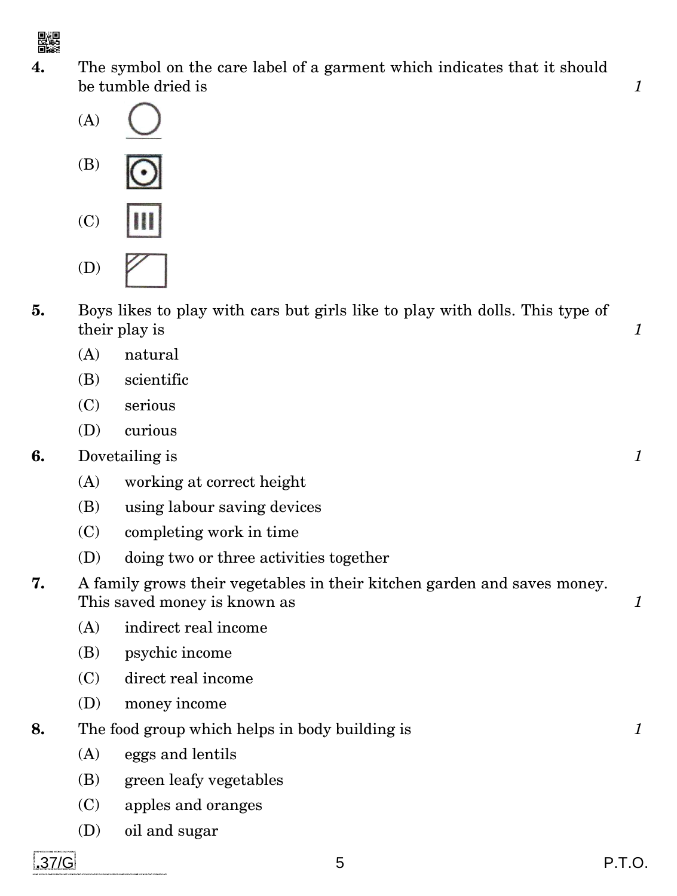**4.** The symbol on the care label of a garment which indicates that it should be tumble dried is *1*

(A)

(B)

(C)

(D)

**5.** Boys likes to play with cars but girls like to play with dolls. This type of their play is *1*

(A) natural

(B) scientific

(C) serious

(D) curious

**6.** Dovetailing is *1*

(A) working at correct height

(B) using labour saving devices

(C) completing work in time

(D) doing two or three activities together

**7.** A family grows their vegetables in their kitchen garden and saves money. This saved money is known as *1*

(A) indirect real income

(B) psychic income

(C) direct real income

(D) money income

**8.** The food group which helps in body building is *1*

(A) eggs and lentils

(B) green leafy vegetables

(C) apples and oranges

(D) oil and sugar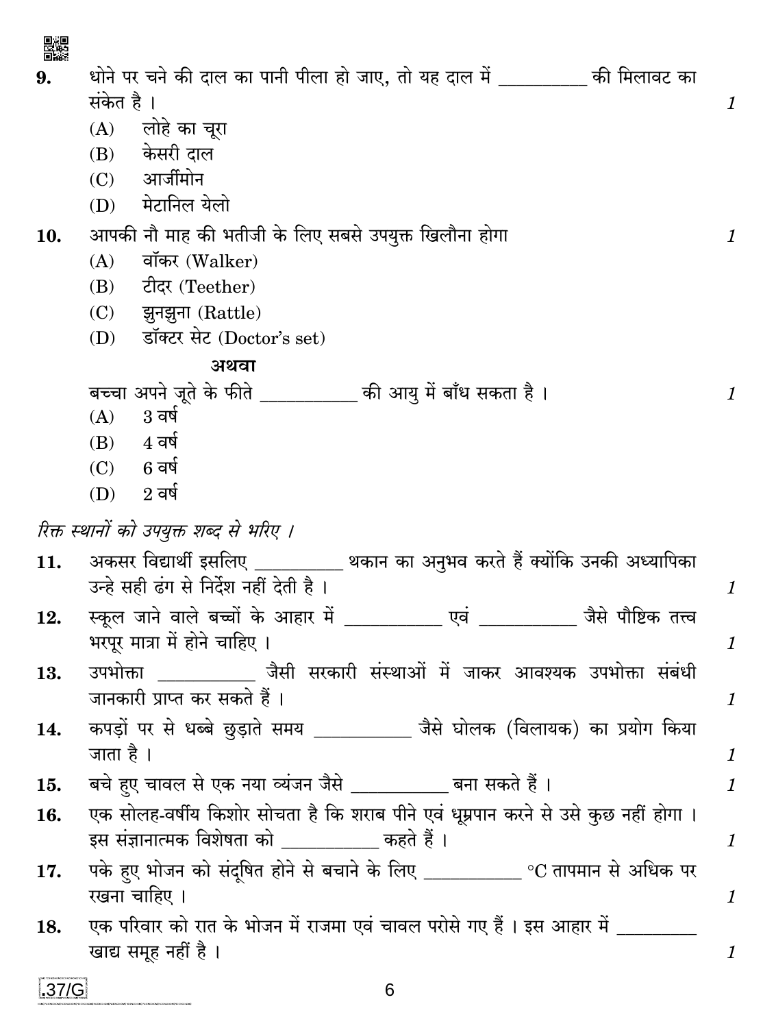9. धोने पर चने की दाल का पानी पीला हो जाए, तो यह दाल में __________ की मिलावट का संकेत है । *1*
   (A) लोहे का चूरा
   (B) केसरी दाल
   (C) आर्जीमोन
   (D) मेटानिल येलो

10. आपकी नौ माह की भतीजी के लिए सबसे उपयुक्त खिलौना होगा *1*
    (A) वॉकर (Walker)
    (B) टीदर (Teether)
    (C) झुनझुना (Rattle)
    (D) डॉक्टर सेट (Doctor's set)

    **अथवा**

    बच्चा अपने जूते के फीते ___________ की आयु में बाँध सकता है । *1*
    (A) 3 वर्ष
    (B) 4 वर्ष
    (C) 6 वर्ष
    (D) 2 वर्ष

*रिक्त स्थानों को उपयुक्त शब्द से भरिए ।*

11. अकसर विद्यार्थी इसलिए __________ थकान का अनुभव करते हैं क्योंकि उनकी अध्यापिका उन्हे सही ढंग से निर्देश नहीं देती है । *1*

12. स्कूल जाने वाले बच्चों के आहार में ___________ एवं ___________ जैसे पौष्टिक तत्त्व भरपूर मात्रा में होने चाहिए । *1*

13. उपभोक्ता ___________ जैसी सरकारी संस्थाओं में जाकर आवश्यक उपभोक्ता संबंधी जानकारी प्राप्त कर सकते हैं । *1*

14. कपड़ों पर से धब्बे छुड़ाते समय ___________ जैसे घोलक (विलायक) का प्रयोग किया जाता है । *1*

15. बचे हुए चावल से एक नया व्यंजन जैसे ___________ बना सकते हैं । *1*

16. एक सोलह-वर्षीय किशोर सोचता है कि शराब पीने एवं धूम्रपान करने से उसे कुछ नहीं होगा । इस संज्ञानात्मक विशेषता को ___________ कहते हैं । *1*

17. पके हुए भोजन को संदूषित होने से बचाने के लिए ___________ °C तापमान से अधिक पर रखना चाहिए । *1*

18. एक परिवार को रात के भोजन में राजमा एवं चावल परोसे गए हैं । इस आहार में _________ खाद्य समूह नहीं है । *1*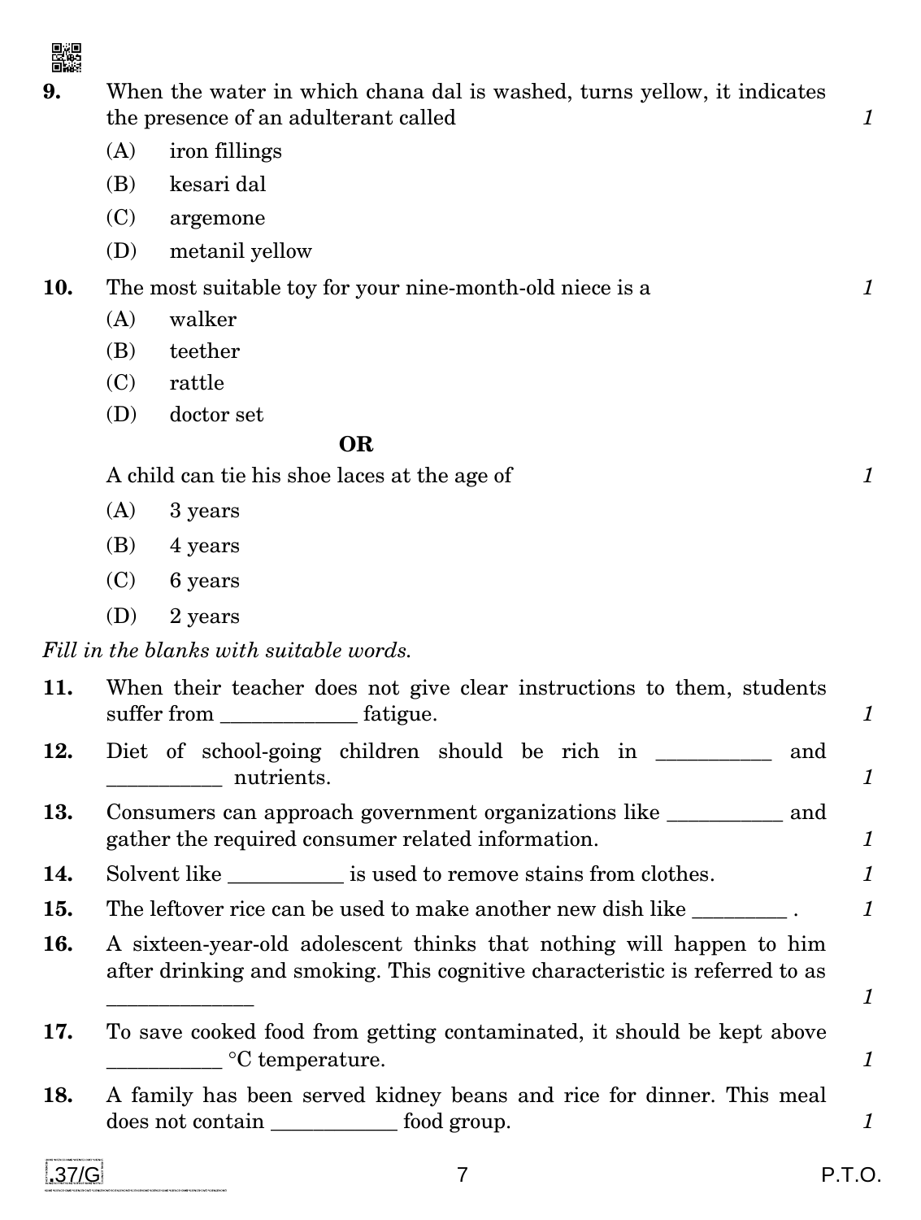**9.** When the water in which chana dal is washed, turns yellow, it indicates the presence of an adulterant called *1*

(A) iron fillings

(B) kesari dal

(C) argemone

(D) metanil yellow

**10.** The most suitable toy for your nine-month-old niece is a *1*

(A) walker

(B) teether

(C) rattle

(D) doctor set

**OR**

A child can tie his shoe laces at the age of *1*

(A) 3 years

(B) 4 years

(C) 6 years

(D) 2 years

*Fill in the blanks with suitable words.*

**11.** When their teacher does not give clear instructions to them, students suffer from ____________ fatigue. *1*

**12.** Diet of school-going children should be rich in __________ and __________ nutrients. *1*

**13.** Consumers can approach government organizations like __________ and gather the required consumer related information. *1*

**14.** Solvent like __________ is used to remove stains from clothes. *1*

**15.** The leftover rice can be used to make another new dish like ________ . *1*

**16.** A sixteen-year-old adolescent thinks that nothing will happen to him after drinking and smoking. This cognitive characteristic is referred to as _____________ *1*

**17.** To save cooked food from getting contaminated, it should be kept above __________ °C temperature. *1*

**18.** A family has been served kidney beans and rice for dinner. This meal does not contain ___________ food group. *1*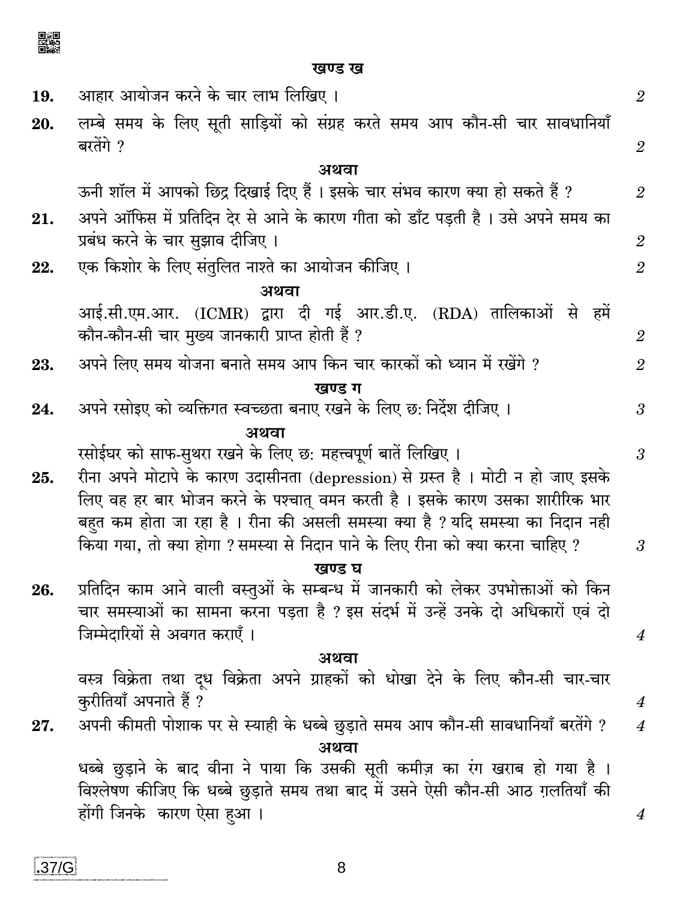## खण्ड ख

**19.** आहार आयोजन करने के चार लाभ लिखिए । *2*

**20.** लम्बे समय के लिए सूती साड़ियों को संग्रह करते समय आप कौन-सी चार सावधानियाँ बरतेंगे ? *2*

**अथवा**

ऊनी शॉल में आपको छिद्र दिखाई दिए हैं । इसके चार संभव कारण क्या हो सकते हैं ? *2*

**21.** अपने ऑफिस में प्रतिदिन देर से आने के कारण गीता को डाँट पड़ती है । उसे अपने समय का प्रबंध करने के चार सुझाव दीजिए । *2*

**22.** एक किशोर के लिए संतुलित नाश्ते का आयोजन कीजिए । *2*

**अथवा**

आई.सी.एम.आर. (ICMR) द्वारा दी गई आर.डी.ए. (RDA) तालिकाओं से हमें कौन-कौन-सी चार मुख्य जानकारी प्राप्त होती हैं ? *2*

**23.** अपने लिए समय योजना बनाते समय आप किन चार कारकों को ध्यान में रखेंगे ? *2*

## खण्ड ग

**24.** अपने रसोइए को व्यक्तिगत स्वच्छता बनाए रखने के लिए छ: निर्देश दीजिए । *3*

**अथवा**

रसोईघर को साफ-सुथरा रखने के लिए छ: महत्त्वपूर्ण बातें लिखिए । *3*

**25.** रीना अपने मोटापे के कारण उदासीनता (depression) से ग्रस्त है । मोटी न हो जाए इसके लिए वह हर बार भोजन करने के पश्चात् वमन करती है । इसके कारण उसका शारीरिक भार बहुत कम होता जा रहा है । रीना की असली समस्या क्या है ? यदि समस्या का निदान नही किया गया, तो क्या होगा ? समस्या से निदान पाने के लिए रीना को क्या करना चाहिए ? *3*

## खण्ड घ

**26.** प्रतिदिन काम आने वाली वस्तुओं के सम्बन्ध में जानकारी को लेकर उपभोक्ताओं को किन चार समस्याओं का सामना करना पड़ता है ? इस संदर्भ में उन्हें उनके दो अधिकारों एवं दो जिम्मेदारियों से अवगत कराएँ । *4*

**अथवा**

वस्त्र विक्रेता तथा दूध विक्रेता अपने ग्राहकों को धोखा देने के लिए कौन-सी चार-चार कुरीतियाँ अपनाते हैं ? *4*

**27.** अपनी कीमती पोशाक पर से स्याही के धब्बे छुड़ाते समय आप कौन-सी सावधानियाँ बरतेंगे ? *4*

**अथवा**

धब्बे छुड़ाने के बाद वीना ने पाया कि उसकी सूती कमीज़ का रंग खराब हो गया है । विश्लेषण कीजिए कि धब्बे छुड़ाते समय तथा बाद में उसने ऐसी कौन-सी आठ ग़लतियाँ की होंगी जिनके कारण ऐसा हुआ । *4*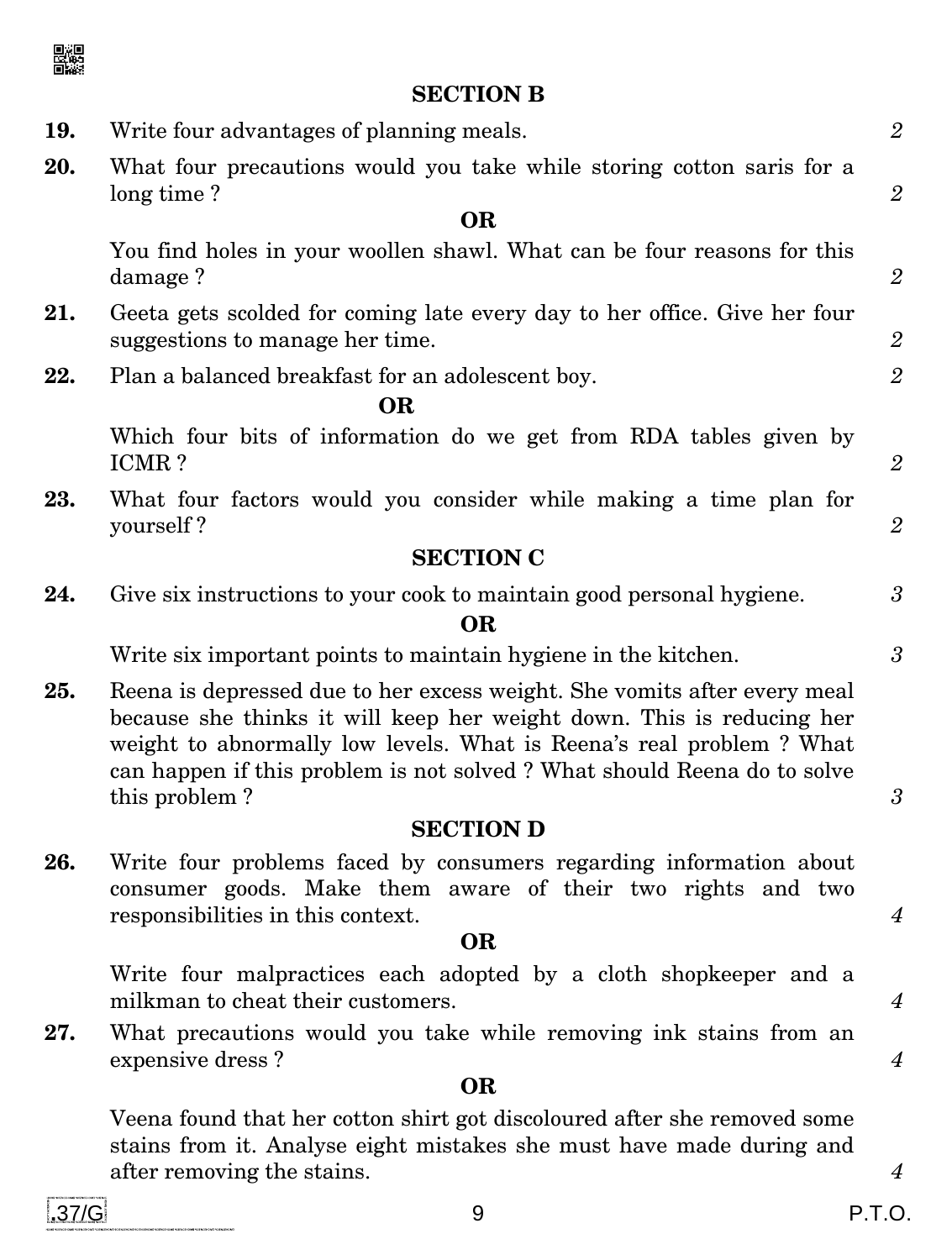## SECTION B

**19.** Write four advantages of planning meals. *2*

**20.** What four precautions would you take while storing cotton saris for a long time ? *2*

**OR**

You find holes in your woollen shawl. What can be four reasons for this damage ? *2*

**21.** Geeta gets scolded for coming late every day to her office. Give her four suggestions to manage her time. *2*

**22.** Plan a balanced breakfast for an adolescent boy. *2*

**OR**

Which four bits of information do we get from RDA tables given by ICMR ? *2*

**23.** What four factors would you consider while making a time plan for yourself ? *2*

## SECTION C

**24.** Give six instructions to your cook to maintain good personal hygiene. *3*

**OR**

Write six important points to maintain hygiene in the kitchen. *3*

**25.** Reena is depressed due to her excess weight. She vomits after every meal because she thinks it will keep her weight down. This is reducing her weight to abnormally low levels. What is Reena's real problem ? What can happen if this problem is not solved ? What should Reena do to solve this problem ? *3*

## SECTION D

**26.** Write four problems faced by consumers regarding information about consumer goods. Make them aware of their two rights and two responsibilities in this context. *4*

**OR**

Write four malpractices each adopted by a cloth shopkeeper and a milkman to cheat their customers. *4*

**27.** What precautions would you take while removing ink stains from an expensive dress ? *4*

**OR**

Veena found that her cotton shirt got discoloured after she removed some stains from it. Analyse eight mistakes she must have made during and after removing the stains. *4*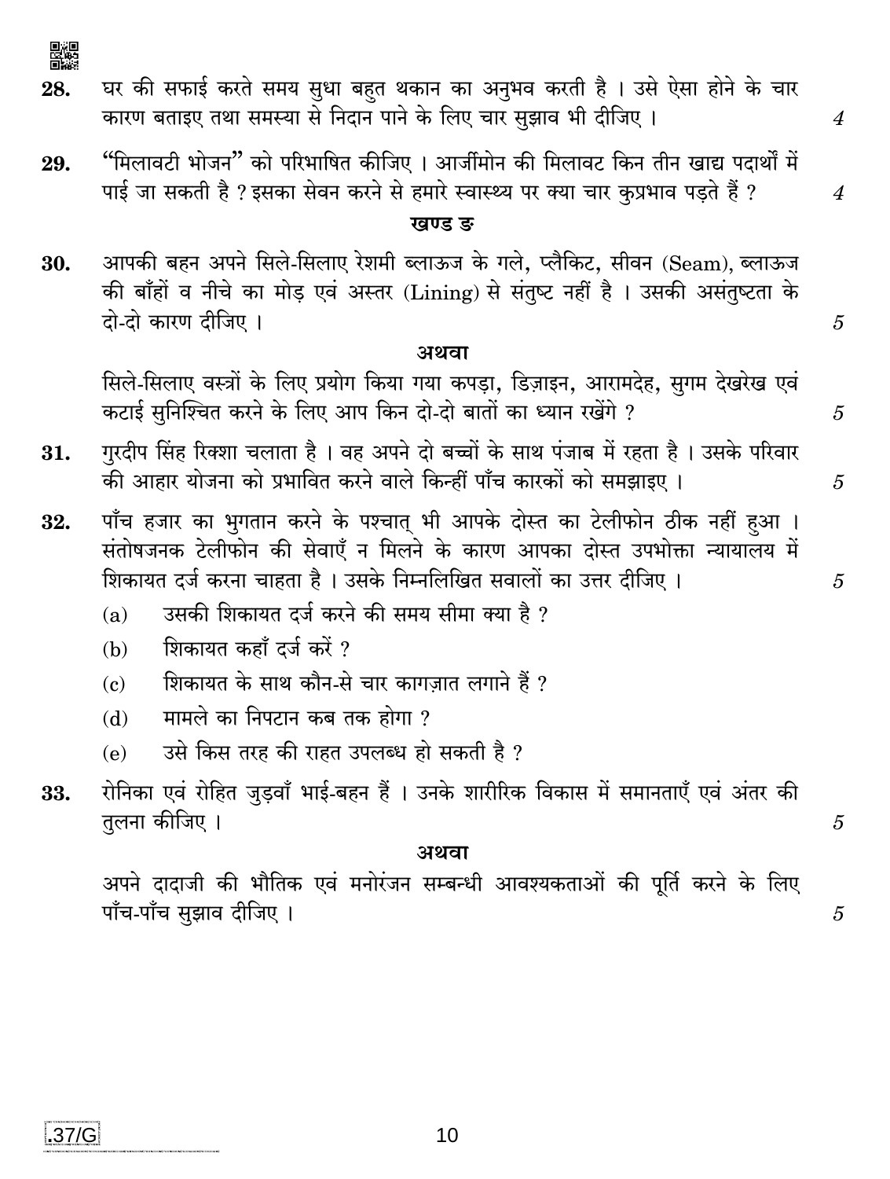28. घर की सफाई करते समय सुधा बहुत थकान का अनुभव करती है । उसे ऐसा होने के चार कारण बताइए तथा समस्या से निदान पाने के लिए चार सुझाव भी दीजिए । *4*

29. “मिलावटी भोजन” को परिभाषित कीजिए । आर्जीमोन की मिलावट किन तीन खाद्य पदार्थों में पाई जा सकती है ? इसका सेवन करने से हमारे स्वास्थ्य पर क्या चार कुप्रभाव पड़ते हैं ? *4*

### खण्ड ङ

30. आपकी बहन अपने सिले-सिलाए रेशमी ब्लाऊज के गले, प्लैकिट, सीवन (Seam), ब्लाऊज की बाँहों व नीचे का मोड़ एवं अस्तर (Lining) से संतुष्ट नहीं है । उसकी असंतुष्टता के दो-दो कारण दीजिए । *5*

**अथवा**

सिले-सिलाए वस्त्रों के लिए प्रयोग किया गया कपड़ा, डिज़ाइन, आरामदेह, सुगम देखरेख एवं कटाई सुनिश्चित करने के लिए आप किन दो-दो बातों का ध्यान रखेंगे ? *5*

31. गुरदीप सिंह रिक्शा चलाता है । वह अपने दो बच्चों के साथ पंजाब में रहता है । उसके परिवार की आहार योजना को प्रभावित करने वाले किन्हीं पाँच कारकों को समझाइए । *5*

32. पाँच हजार का भुगतान करने के पश्चात् भी आपके दोस्त का टेलीफोन ठीक नहीं हुआ । संतोषजनक टेलीफोन की सेवाएँ न मिलने के कारण आपका दोस्त उपभोक्ता न्यायालय में शिकायत दर्ज करना चाहता है । उसके निम्नलिखित सवालों का उत्तर दीजिए । *5*

    (a) उसकी शिकायत दर्ज करने की समय सीमा क्या है ?

    (b) शिकायत कहाँ दर्ज करें ?

    (c) शिकायत के साथ कौन-से चार कागज़ात लगाने हैं ?

    (d) मामले का निपटान कब तक होगा ?

    (e) उसे किस तरह की राहत उपलब्ध हो सकती है ?

33. रोनिका एवं रोहित जुड़वाँ भाई-बहन हैं । उनके शारीरिक विकास में समानताएँ एवं अंतर की तुलना कीजिए । *5*

**अथवा**

अपने दादाजी की भौतिक एवं मनोरंजन सम्बन्धी आवश्यकताओं की पूर्ति करने के लिए पाँच-पाँच सुझाव दीजिए । *5*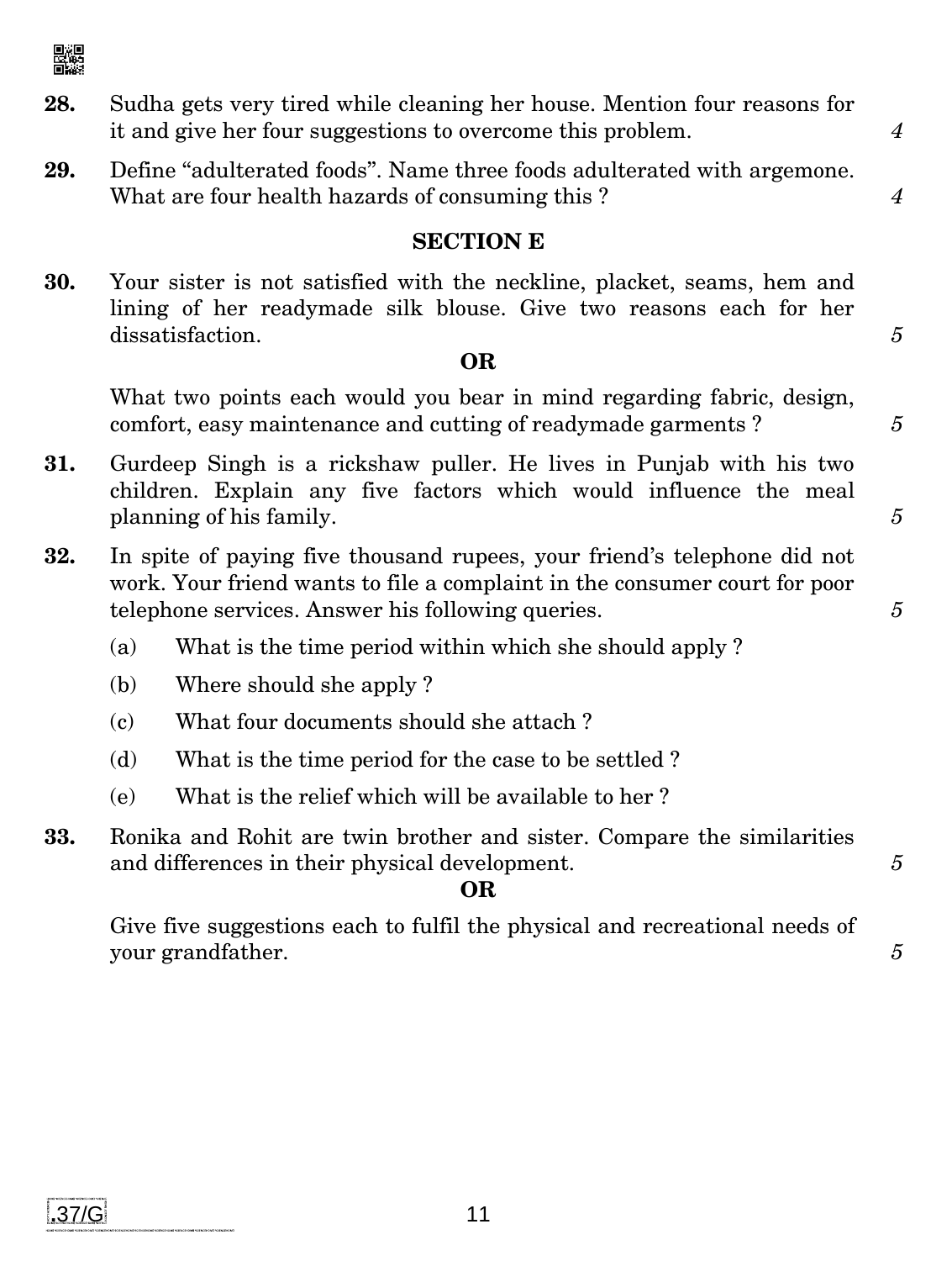**28.** Sudha gets very tired while cleaning her house. Mention four reasons for it and give her four suggestions to overcome this problem. *4*

**29.** Define "adulterated foods". Name three foods adulterated with argemone. What are four health hazards of consuming this ? *4*

## SECTION E

**30.** Your sister is not satisfied with the neckline, placket, seams, hem and lining of her readymade silk blouse. Give two reasons each for her dissatisfaction. *5*

**OR**

What two points each would you bear in mind regarding fabric, design, comfort, easy maintenance and cutting of readymade garments ? *5*

**31.** Gurdeep Singh is a rickshaw puller. He lives in Punjab with his two children. Explain any five factors which would influence the meal planning of his family. *5*

**32.** In spite of paying five thousand rupees, your friend's telephone did not work. Your friend wants to file a complaint in the consumer court for poor telephone services. Answer his following queries. *5*

(a) What is the time period within which she should apply ?

(b) Where should she apply ?

(c) What four documents should she attach ?

(d) What is the time period for the case to be settled ?

(e) What is the relief which will be available to her ?

**33.** Ronika and Rohit are twin brother and sister. Compare the similarities and differences in their physical development. *5*

**OR**

Give five suggestions each to fulfil the physical and recreational needs of your grandfather. *5*